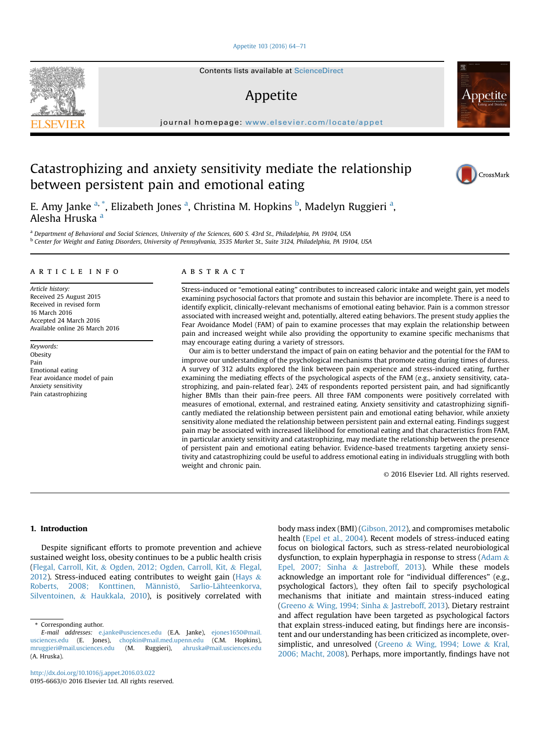Contents lists available at ScienceDirect

# Appetite

journal homepage: www.elsevier.com/locate/appet

# Catastrophizing and anxiety sensitivity mediate the relationship between persistent pain and emotional eating

E. Amy Janke [a,*], Elizabeth Jones [a], Christina M. Hopkins [b], Madelyn Ruggieri [a], Alesha Hruska [a]

[a] Department of Behavioral and Social Sciences, University of the Sciences, 600 S. 43rd St., Philadelphia, PA 19104, USA
[b] Center for Weight and Eating Disorders, University of Pennsylvania, 3535 Market St., Suite 3124, Philadelphia, PA 19104, USA

**ARTICLE INFO**

*Article history:*
Received 25 August 2015
Received in revised form
16 March 2016
Accepted 24 March 2016
Available online 26 March 2016

*Keywords:*
Obesity
Pain
Emotional eating
Fear avoidance model of pain
Anxiety sensitivity
Pain catastrophizing

**ABSTRACT**

Stress-induced or "emotional eating" contributes to increased caloric intake and weight gain, yet models examining psychosocial factors that promote and sustain this behavior are incomplete. There is a need to identify explicit, clinically-relevant mechanisms of emotional eating behavior. Pain is a common stressor associated with increased weight and, potentially, altered eating behaviors. The present study applies the Fear Avoidance Model (FAM) of pain to examine processes that may explain the relationship between pain and increased weight while also providing the opportunity to examine specific mechanisms that may encourage eating during a variety of stressors.

Our aim is to better understand the impact of pain on eating behavior and the potential for the FAM to improve our understanding of the psychological mechanisms that promote eating during times of duress. A survey of 312 adults explored the link between pain experience and stress-induced eating, further examining the mediating effects of the psychological aspects of the FAM (e.g., anxiety sensitivity, catastrophizing, and pain-related fear). 24% of respondents reported persistent pain, and had significantly higher BMIs than their pain-free peers. All three FAM components were positively correlated with measures of emotional, external, and restrained eating. Anxiety sensitivity and catastrophizing significantly mediated the relationship between persistent pain and emotional eating behavior, while anxiety sensitivity alone mediated the relationship between persistent pain and external eating. Findings suggest pain may be associated with increased likelihood for emotional eating and that characteristics from FAM, in particular anxiety sensitivity and catastrophizing, may mediate the relationship between the presence of persistent pain and emotional eating behavior. Evidence-based treatments targeting anxiety sensitivity and catastrophizing could be useful to address emotional eating in individuals struggling with both weight and chronic pain.

© 2016 Elsevier Ltd. All rights reserved.

## 1. Introduction

Despite significant efforts to promote prevention and achieve sustained weight loss, obesity continues to be a public health crisis (Flegal, Carroll, Kit, & Ogden, 2012; Ogden, Carroll, Kit, & Flegal, 2012). Stress-induced eating contributes to weight gain (Hays & Roberts, 2008; Konttinen, Männistö, Sarlio-Lähteenkorva, Silventoinen, & Haukkala, 2010), is positively correlated with body mass index (BMI) (Gibson, 2012), and compromises metabolic health (Epel et al., 2004). Recent models of stress-induced eating focus on biological factors, such as stress-related neurobiological dysfunction, to explain hyperphagia in response to stress (Adam & Epel, 2007; Sinha & Jastreboff, 2013). While these models acknowledge an important role for "individual differences" (e.g., psychological factors), they often fail to specify psychological mechanisms that initiate and maintain stress-induced eating (Greeno & Wing, 1994; Sinha & Jastreboff, 2013). Dietary restraint and affect regulation have been targeted as psychological factors that explain stress-induced eating, but findings here are inconsistent and our understanding has been criticized as incomplete, oversimplistic, and unresolved (Greeno & Wing, 1994; Lowe & Kral, 2006; Macht, 2008). Perhaps, more importantly, findings have not

* Corresponding author.
*E-mail addresses:* e.janke@usciences.edu (E.A. Janke), ejones1650@mail.usciences.edu (E. Jones), chopkin@mail.med.upenn.edu (C.M. Hopkins), mruggieri@mail.usciences.edu (M. Ruggieri), ahruska@mail.usciences.edu (A. Hruska).

http://dx.doi.org/10.1016/j.appet.2016.03.022
0195-6663/© 2016 Elsevier Ltd. All rights reserved.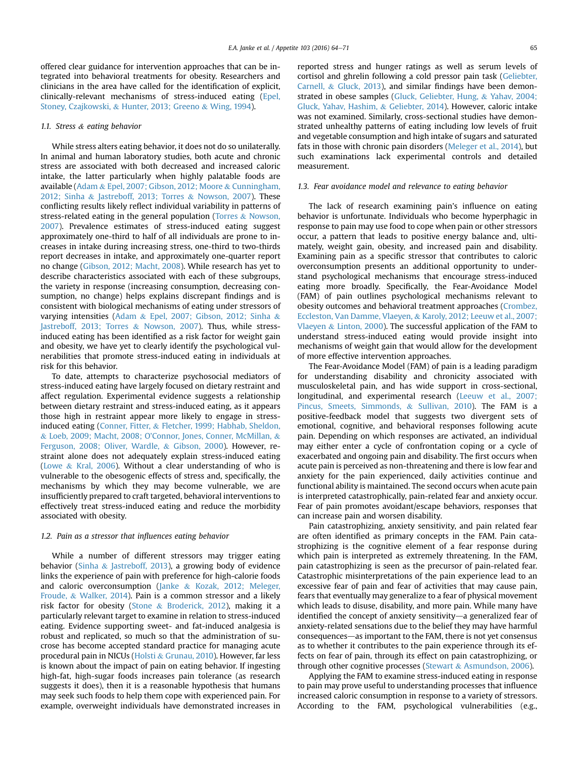offered clear guidance for intervention approaches that can be integrated into behavioral treatments for obesity. Researchers and clinicians in the area have called for the identification of explicit, clinically-relevant mechanisms of stress-induced eating (Epel, Stoney, Czajkowski, & Hunter, 2013; Greeno & Wing, 1994).

### 1.1. Stress & eating behavior

While stress alters eating behavior, it does not do so unilaterally. In animal and human laboratory studies, both acute and chronic stress are associated with both decreased and increased caloric intake, the latter particularly when highly palatable foods are available (Adam & Epel, 2007; Gibson, 2012; Moore & Cunningham, 2012; Sinha & Jastreboff, 2013; Torres & Nowson, 2007). These conflicting results likely reflect individual variability in patterns of stress-related eating in the general population (Torres & Nowson, 2007). Prevalence estimates of stress-induced eating suggest approximately one-third to half of all individuals are prone to increases in intake during increasing stress, one-third to two-thirds report decreases in intake, and approximately one-quarter report no change (Gibson, 2012; Macht, 2008). While research has yet to describe characteristics associated with each of these subgroups, the variety in response (increasing consumption, decreasing consumption, no change) helps explains discrepant findings and is consistent with biological mechanisms of eating under stressors of varying intensities (Adam & Epel, 2007; Gibson, 2012; Sinha & Jastreboff, 2013; Torres & Nowson, 2007). Thus, while stress-induced eating has been identified as a risk factor for weight gain and obesity, we have yet to clearly identify the psychological vulnerabilities that promote stress-induced eating in individuals at risk for this behavior.

To date, attempts to characterize psychosocial mediators of stress-induced eating have largely focused on dietary restraint and affect regulation. Experimental evidence suggests a relationship between dietary restraint and stress-induced eating, as it appears those high in restraint appear more likely to engage in stress-induced eating (Conner, Fitter, & Fletcher, 1999; Habhab, Sheldon, & Loeb, 2009; Macht, 2008; O'Connor, Jones, Conner, McMillan, & Ferguson, 2008; Oliver, Wardle, & Gibson, 2000). However, restraint alone does not adequately explain stress-induced eating (Lowe & Kral, 2006). Without a clear understanding of who is vulnerable to the obesogenic effects of stress and, specifically, the mechanisms by which they may become vulnerable, we are insufficiently prepared to craft targeted, behavioral interventions to effectively treat stress-induced eating and reduce the morbidity associated with obesity.

### 1.2. Pain as a stressor that influences eating behavior

While a number of different stressors may trigger eating behavior (Sinha & Jastreboff, 2013), a growing body of evidence links the experience of pain with preference for high-calorie foods and caloric overconsumption (Janke & Kozak, 2012; Meleger, Froude, & Walker, 2014). Pain is a common stressor and a likely risk factor for obesity (Stone & Broderick, 2012), making it a particularly relevant target to examine in relation to stress-induced eating. Evidence supporting sweet- and fat-induced analgesia is robust and replicated, so much so that the administration of sucrose has become accepted standard practice for managing acute procedural pain in NICUs (Holsti & Grunau, 2010). However, far less is known about the impact of pain on eating behavior. If ingesting high-fat, high-sugar foods increases pain tolerance (as research suggests it does), then it is a reasonable hypothesis that humans may seek such foods to help them cope with experienced pain. For example, overweight individuals have demonstrated increases in reported stress and hunger ratings as well as serum levels of cortisol and ghrelin following a cold pressor pain task (Geliebter, Carnell, & Gluck, 2013), and similar findings have been demonstrated in obese samples (Gluck, Geliebter, Hung, & Yahav, 2004; Gluck, Yahav, Hashim, & Geliebter, 2014). However, caloric intake was not examined. Similarly, cross-sectional studies have demonstrated unhealthy patterns of eating including low levels of fruit and vegetable consumption and high intake of sugars and saturated fats in those with chronic pain disorders (Meleger et al., 2014), but such examinations lack experimental controls and detailed measurement.

### 1.3. Fear avoidance model and relevance to eating behavior

The lack of research examining pain's influence on eating behavior is unfortunate. Individuals who become hyperphagic in response to pain may use food to cope when pain or other stressors occur, a pattern that leads to positive energy balance and, ultimately, weight gain, obesity, and increased pain and disability. Examining pain as a specific stressor that contributes to caloric overconsumption presents an additional opportunity to understand psychological mechanisms that encourage stress-induced eating more broadly. Specifically, the Fear-Avoidance Model (FAM) of pain outlines psychological mechanisms relevant to obesity outcomes and behavioral treatment approaches (Crombez, Eccleston, Van Damme, Vlaeyen, & Karoly, 2012; Leeuw et al., 2007; Vlaeyen & Linton, 2000). The successful application of the FAM to understand stress-induced eating would provide insight into mechanisms of weight gain that would allow for the development of more effective intervention approaches.

The Fear-Avoidance Model (FAM) of pain is a leading paradigm for understanding disability and chronicity associated with musculoskeletal pain, and has wide support in cross-sectional, longitudinal, and experimental research (Leeuw et al., 2007; Pincus, Smeets, Simmonds, & Sullivan, 2010). The FAM is a positive-feedback model that suggests two divergent sets of emotional, cognitive, and behavioral responses following acute pain. Depending on which responses are activated, an individual may either enter a cycle of confrontation coping or a cycle of exacerbated and ongoing pain and disability. The first occurs when acute pain is perceived as non-threatening and there is low fear and anxiety for the pain experienced, daily activities continue and functional ability is maintained. The second occurs when acute pain is interpreted catastrophically, pain-related fear and anxiety occur. Fear of pain promotes avoidant/escape behaviors, responses that can increase pain and worsen disability.

Pain catastrophizing, anxiety sensitivity, and pain related fear are often identified as primary concepts in the FAM. Pain catastrophizing is the cognitive element of a fear response during which pain is interpreted as extremely threatening. In the FAM, pain catastrophizing is seen as the precursor of pain-related fear. Catastrophic misinterpretations of the pain experience lead to an excessive fear of pain and fear of activities that may cause pain, fears that eventually may generalize to a fear of physical movement which leads to disuse, disability, and more pain. While many have identified the concept of anxiety sensitivity—a generalized fear of anxiety-related sensations due to the belief they may have harmful consequences—as important to the FAM, there is not yet consensus as to whether it contributes to the pain experience through its effects on fear of pain, through its effect on pain catastrophizing, or through other cognitive processes (Stewart & Asmundson, 2006).

Applying the FAM to examine stress-induced eating in response to pain may prove useful to understanding processes that influence increased caloric consumption in response to a variety of stressors. According to the FAM, psychological vulnerabilities (e.g.,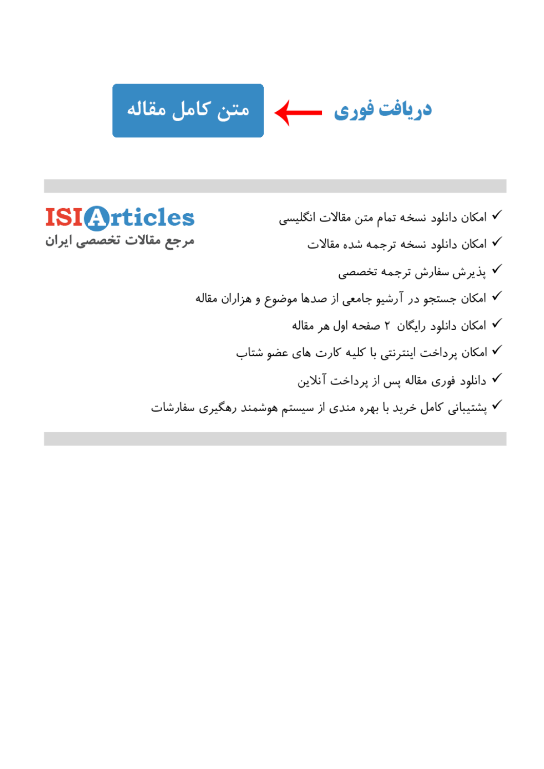دریافت فوری ← متن کامل مقاله

**ISIArticles**
مرجع مقالات تخصصی ایران

- ✓ امکان دانلود نسخه تمام متن مقالات انگلیسی
- ✓ امکان دانلود نسخه ترجمه شده مقالات
- ✓ پذیرش سفارش ترجمه تخصصی
- ✓ امکان جستجو در آرشیو جامعی از صدها موضوع و هزاران مقاله
- ✓ امکان دانلود رایگان ۲ صفحه اول هر مقاله
- ✓ امکان پرداخت اینترنتی با کلیه کارت های عضو شتاب
- ✓ دانلود فوری مقاله پس از پرداخت آنلاین
- ✓ پشتیبانی کامل خرید با بهره مندی از سیستم هوشمند رهگیری سفارشات